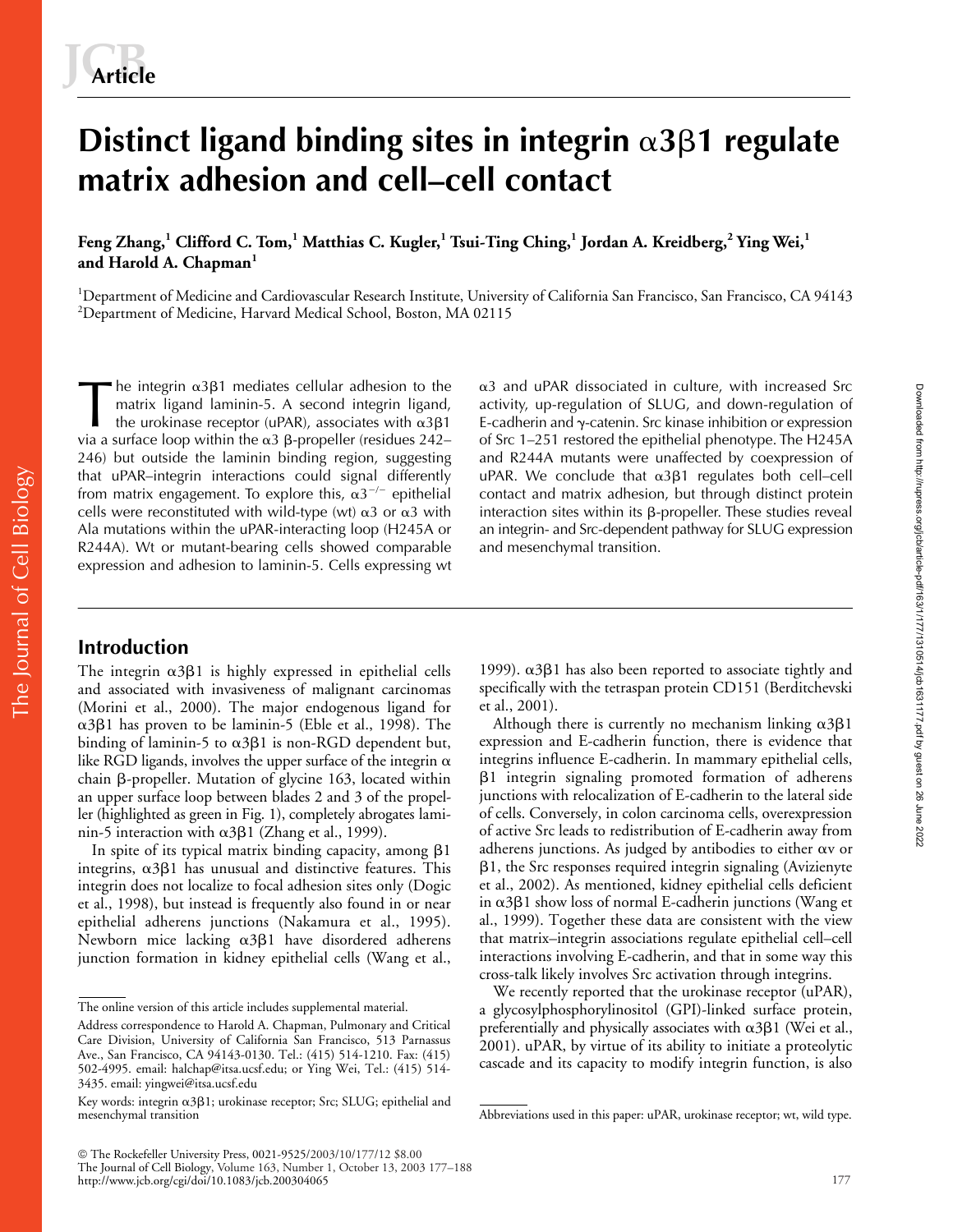# Distinct ligand binding sites in integrin α3β1 regulate matrix adhesion and cell–cell contact

**Feng Zhang,[1] Clifford C. Tom,[1] Matthias C. Kugler,[1] Tsui-Ting Ching,[1] Jordan A. Kreidberg,[2] Ying Wei,[1] and Harold A. Chapman[1]**

[1]Department of Medicine and Cardiovascular Research Institute, University of California San Francisco, San Francisco, CA 94143
[2]Department of Medicine, Harvard Medical School, Boston, MA 02115

The integrin α3β1 mediates cellular adhesion to the matrix ligand laminin-5. A second integrin ligand, the urokinase receptor (uPAR), associates with α3β1 via a surface loop within the α3 β-propeller (residues 242–246) but outside the laminin binding region, suggesting that uPAR–integrin interactions could signal differently from matrix engagement. To explore this, $\alpha3^{-/-}$ epithelial cells were reconstituted with wild-type (wt) α3 or α3 with Ala mutations within the uPAR-interacting loop (H245A or R244A). Wt or mutant-bearing cells showed comparable expression and adhesion to laminin-5. Cells expressing wt α3 and uPAR dissociated in culture, with increased Src activity, up-regulation of SLUG, and down-regulation of E-cadherin and γ-catenin. Src kinase inhibition or expression of Src 1–251 restored the epithelial phenotype. The H245A and R244A mutants were unaffected by coexpression of uPAR. We conclude that α3β1 regulates both cell–cell contact and matrix adhesion, but through distinct protein interaction sites within its β-propeller. These studies reveal an integrin- and Src-dependent pathway for SLUG expression and mesenchymal transition.

## Introduction

The integrin α3β1 is highly expressed in epithelial cells and associated with invasiveness of malignant carcinomas (Morini et al., 2000). The major endogenous ligand for α3β1 has proven to be laminin-5 (Eble et al., 1998). The binding of laminin-5 to α3β1 is non-RGD dependent but, like RGD ligands, involves the upper surface of the integrin α chain β-propeller. Mutation of glycine 163, located within an upper surface loop between blades 2 and 3 of the propeller (highlighted as green in Fig. 1), completely abrogates laminin-5 interaction with α3β1 (Zhang et al., 1999).

In spite of its typical matrix binding capacity, among β1 integrins, α3β1 has unusual and distinctive features. This integrin does not localize to focal adhesion sites only (Dogic et al., 1998), but instead is frequently also found in or near epithelial adherens junctions (Nakamura et al., 1995). Newborn mice lacking α3β1 have disordered adherens junction formation in kidney epithelial cells (Wang et al., 1999). α3β1 has also been reported to associate tightly and specifically with the tetraspan protein CD151 (Berditchevski et al., 2001).

Although there is currently no mechanism linking α3β1 expression and E-cadherin function, there is evidence that integrins influence E-cadherin. In mammary epithelial cells, β1 integrin signaling promoted formation of adherens junctions with relocalization of E-cadherin to the lateral side of cells. Conversely, in colon carcinoma cells, overexpression of active Src leads to redistribution of E-cadherin away from adherens junctions. As judged by antibodies to either αv or β1, the Src responses required integrin signaling (Avizienyte et al., 2002). As mentioned, kidney epithelial cells deficient in α3β1 show loss of normal E-cadherin junctions (Wang et al., 1999). Together these data are consistent with the view that matrix–integrin associations regulate epithelial cell–cell interactions involving E-cadherin, and that in some way this cross-talk likely involves Src activation through integrins.

We recently reported that the urokinase receptor (uPAR), a glycosylphosphorylinositol (GPI)-linked surface protein, preferentially and physically associates with α3β1 (Wei et al., 2001). uPAR, by virtue of its ability to initiate a proteolytic cascade and its capacity to modify integrin function, is also

The online version of this article includes supplemental material.

Address correspondence to Harold A. Chapman, Pulmonary and Critical Care Division, University of California San Francisco, 513 Parnassus Ave., San Francisco, CA 94143-0130. Tel.: (415) 514-1210. Fax: (415) 502-4995. email: halchap@itsa.ucsf.edu; or Ying Wei, Tel.: (415) 514-3435. email: yingwei@itsa.ucsf.edu

Key words: integrin α3β1; urokinase receptor; Src; SLUG; epithelial and mesenchymal transition

Abbreviations used in this paper: uPAR, urokinase receptor; wt, wild type.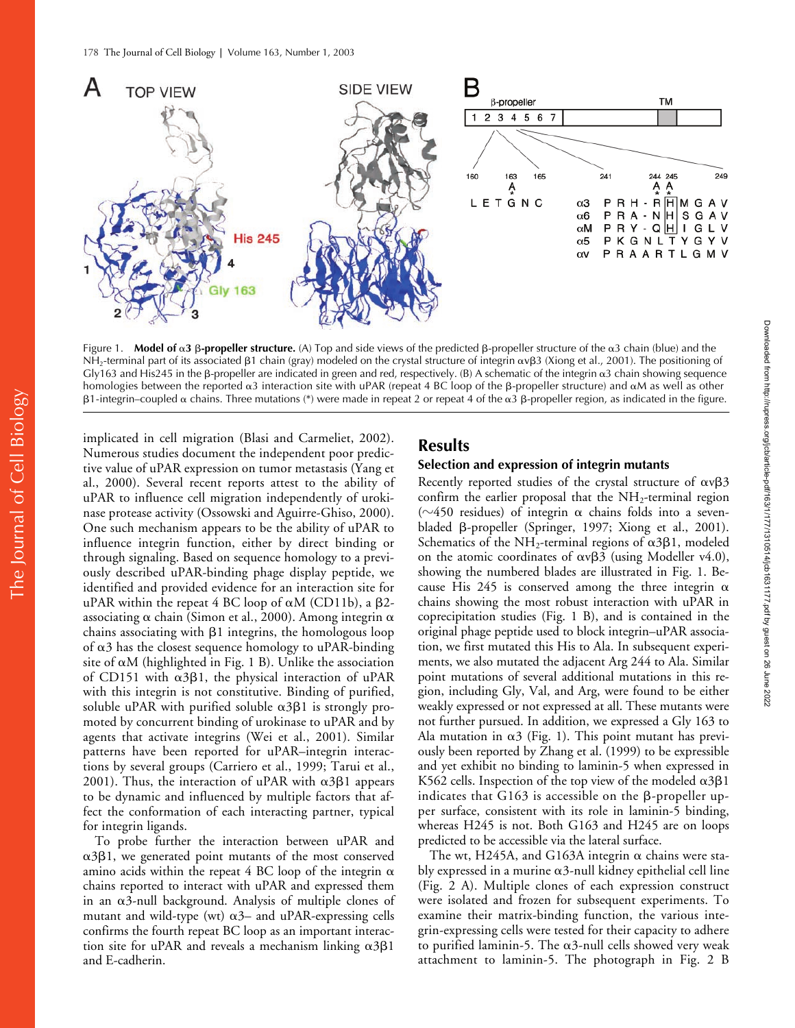Figure 1. **Model of α3 β-propeller structure.** (A) Top and side views of the predicted β-propeller structure of the α3 chain (blue) and the $NH_2$-terminal part of its associated β1 chain (gray) modeled on the crystal structure of integrin αvβ3 (Xiong et al., 2001). The positioning of Gly163 and His245 in the β-propeller are indicated in green and red, respectively. (B) A schematic of the integrin α3 chain showing sequence homologies between the reported α3 interaction site with uPAR (repeat 4 BC loop of the β-propeller structure) and αM as well as other β1-integrin–coupled α chains. Three mutations (*) were made in repeat 2 or repeat 4 of the α3 β-propeller region, as indicated in the figure.

implicated in cell migration (Blasi and Carmeliet, 2002). Numerous studies document the independent poor predictive value of uPAR expression on tumor metastasis (Yang et al., 2000). Several recent reports attest to the ability of uPAR to influence cell migration independently of urokinase protease activity (Ossowski and Aguirre-Ghiso, 2000). One such mechanism appears to be the ability of uPAR to influence integrin function, either by direct binding or through signaling. Based on sequence homology to a previously described uPAR-binding phage display peptide, we identified and provided evidence for an interaction site for uPAR within the repeat 4 BC loop of αM (CD11b), a β2-associating α chain (Simon et al., 2000). Among integrin α chains associating with β1 integrins, the homologous loop of α3 has the closest sequence homology to uPAR-binding site of αM (highlighted in Fig. 1 B). Unlike the association of CD151 with α3β1, the physical interaction of uPAR with this integrin is not constitutive. Binding of purified, soluble uPAR with purified soluble α3β1 is strongly promoted by concurrent binding of urokinase to uPAR and by agents that activate integrins (Wei et al., 2001). Similar patterns have been reported for uPAR–integrin interactions by several groups (Carriero et al., 1999; Tarui et al., 2001). Thus, the interaction of uPAR with α3β1 appears to be dynamic and influenced by multiple factors that affect the conformation of each interacting partner, typical for integrin ligands.

To probe further the interaction between uPAR and α3β1, we generated point mutants of the most conserved amino acids within the repeat 4 BC loop of the integrin α chains reported to interact with uPAR and expressed them in an α3-null background. Analysis of multiple clones of mutant and wild-type (wt) α3– and uPAR-expressing cells confirms the fourth repeat BC loop as an important interaction site for uPAR and reveals a mechanism linking α3β1 and E-cadherin.

## Results

### Selection and expression of integrin mutants

Recently reported studies of the crystal structure of αvβ3 confirm the earlier proposal that the $NH_2$-terminal region (~450 residues) of integrin α chains folds into a seven-bladed β-propeller (Springer, 1997; Xiong et al., 2001). Schematics of the $NH_2$-terminal regions of α3β1, modeled on the atomic coordinates of αvβ3 (using Modeller v4.0), showing the numbered blades are illustrated in Fig. 1. Because His 245 is conserved among the three integrin α chains showing the most robust interaction with uPAR in coprecipitation studies (Fig. 1 B), and is contained in the original phage peptide used to block integrin–uPAR association, we first mutated this His to Ala. In subsequent experiments, we also mutated the adjacent Arg 244 to Ala. Similar point mutations of several additional mutations in this region, including Gly, Val, and Arg, were found to be either weakly expressed or not expressed at all. These mutants were not further pursued. In addition, we expressed a Gly 163 to Ala mutation in α3 (Fig. 1). This point mutant has previously been reported by Zhang et al. (1999) to be expressible and yet exhibit no binding to laminin-5 when expressed in K562 cells. Inspection of the top view of the modeled α3β1 indicates that G163 is accessible on the β-propeller upper surface, consistent with its role in laminin-5 binding, whereas H245 is not. Both G163 and H245 are on loops predicted to be accessible via the lateral surface.

The wt, H245A, and G163A integrin α chains were stably expressed in a murine α3-null kidney epithelial cell line (Fig. 2 A). Multiple clones of each expression construct were isolated and frozen for subsequent experiments. To examine their matrix-binding function, the various integrin-expressing cells were tested for their capacity to adhere to purified laminin-5. The α3-null cells showed very weak attachment to laminin-5. The photograph in Fig. 2 B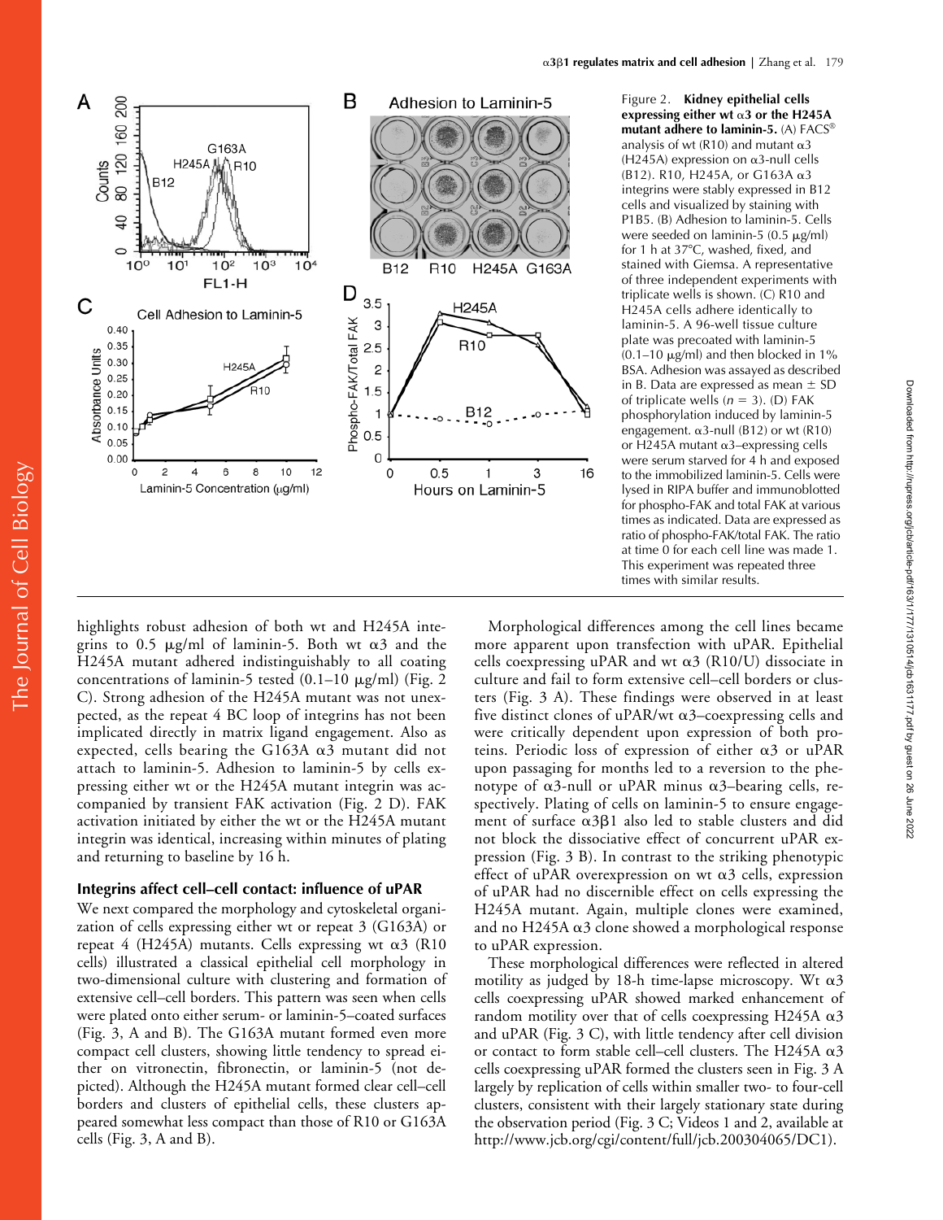Figure 2. **Kidney epithelial cells expressing either wt α3 or the H245A mutant adhere to laminin-5.** (A) FACS® analysis of wt (R10) and mutant α3 (H245A) expression on α3-null cells (B12). R10, H245A, or G163A α3 integrins were stably expressed in B12 cells and visualized by staining with P1B5. (B) Adhesion to laminin-5. Cells were seeded on laminin-5 (0.5 μg/ml) for 1 h at 37°C, washed, fixed, and stained with Giemsa. A representative of three independent experiments with triplicate wells is shown. (C) R10 and H245A cells adhere identically to laminin-5. A 96-well tissue culture plate was precoated with laminin-5 (0.1–10 μg/ml) and then blocked in 1% BSA. Adhesion was assayed as described in B. Data are expressed as mean ± SD of triplicate wells ($n = 3$). (D) FAK phosphorylation induced by laminin-5 engagement. α3-null (B12) or wt (R10) or H245A mutant α3–expressing cells were serum starved for 4 h and exposed to the immobilized laminin-5. Cells were lysed in RIPA buffer and immunoblotted for phospho-FAK and total FAK at various times as indicated. Data are expressed as ratio of phospho-FAK/total FAK. The ratio at time 0 for each cell line was made 1. This experiment was repeated three times with similar results.

highlights robust adhesion of both wt and H245A integrins to 0.5 μg/ml of laminin-5. Both wt α3 and the H245A mutant adhered indistinguishably to all coating concentrations of laminin-5 tested (0.1–10 μg/ml) (Fig. 2 C). Strong adhesion of the H245A mutant was not unexpected, as the repeat 4 BC loop of integrins has not been implicated directly in matrix ligand engagement. Also as expected, cells bearing the G163A α3 mutant did not attach to laminin-5. Adhesion to laminin-5 by cells expressing either wt or the H245A mutant integrin was accompanied by transient FAK activation (Fig. 2 D). FAK activation initiated by either the wt or the H245A mutant integrin was identical, increasing within minutes of plating and returning to baseline by 16 h.

### Integrins affect cell–cell contact: influence of uPAR

We next compared the morphology and cytoskeletal organization of cells expressing either wt or repeat 3 (G163A) or repeat 4 (H245A) mutants. Cells expressing wt α3 (R10 cells) illustrated a classical epithelial cell morphology in two-dimensional culture with clustering and formation of extensive cell–cell borders. This pattern was seen when cells were plated onto either serum- or laminin-5–coated surfaces (Fig. 3, A and B). The G163A mutant formed even more compact cell clusters, showing little tendency to spread either on vitronectin, fibronectin, or laminin-5 (not depicted). Although the H245A mutant formed clear cell–cell borders and clusters of epithelial cells, these clusters appeared somewhat less compact than those of R10 or G163A cells (Fig. 3, A and B).

Morphological differences among the cell lines became more apparent upon transfection with uPAR. Epithelial cells coexpressing uPAR and wt α3 (R10/U) dissociate in culture and fail to form extensive cell–cell borders or clusters (Fig. 3 A). These findings were observed in at least five distinct clones of uPAR/wt α3–coexpressing cells and were critically dependent upon expression of both proteins. Periodic loss of expression of either α3 or uPAR upon passaging for months led to a reversion to the phenotype of α3-null or uPAR minus α3–bearing cells, respectively. Plating of cells on laminin-5 to ensure engagement of surface α3β1 also led to stable clusters and did not block the dissociative effect of concurrent uPAR expression (Fig. 3 B). In contrast to the striking phenotypic effect of uPAR overexpression on wt α3 cells, expression of uPAR had no discernible effect on cells expressing the H245A mutant. Again, multiple clones were examined, and no H245A α3 clone showed a morphological response to uPAR expression.

These morphological differences were reflected in altered motility as judged by 18-h time-lapse microscopy. Wt α3 cells coexpressing uPAR showed marked enhancement of random motility over that of cells coexpressing H245A α3 and uPAR (Fig. 3 C), with little tendency after cell division or contact to form stable cell–cell clusters. The H245A α3 cells coexpressing uPAR formed the clusters seen in Fig. 3 A largely by replication of cells within smaller two- to four-cell clusters, consistent with their largely stationary state during the observation period (Fig. 3 C; Videos 1 and 2, available at http://www.jcb.org/cgi/content/full/jcb.200304065/DC1).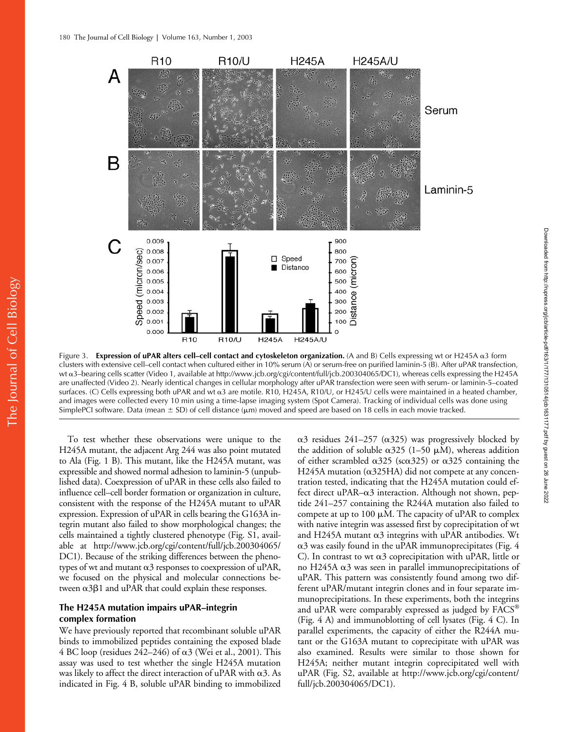Figure 3. **Expression of uPAR alters cell–cell contact and cytoskeleton organization.** (A and B) Cells expressing wt or H245A α3 form clusters with extensive cell–cell contact when cultured either in 10% serum (A) or serum-free on purified laminin-5 (B). After uPAR transfection, wt α3–bearing cells scatter (Video 1, available at http://www.jcb.org/cgi/content/full/jcb.200304065/DC1), whereas cells expressing the H245A are unaffected (Video 2). Nearly identical changes in cellular morphology after uPAR transfection were seen with serum- or laminin-5–coated surfaces. (C) Cells expressing both uPAR and wt α3 are motile. R10, H245A, R10/U, or H245/U cells were maintained in a heated chamber, and images were collected every 10 min using a time-lapse imaging system (Spot Camera). Tracking of individual cells was done using SimplePCI software. Data (mean ± SD) of cell distance (μm) moved and speed are based on 18 cells in each movie tracked.

To test whether these observations were unique to the H245A mutant, the adjacent Arg 244 was also point mutated to Ala (Fig. 1 B). This mutant, like the H245A mutant, was expressible and showed normal adhesion to laminin-5 (unpublished data). Coexpression of uPAR in these cells also failed to influence cell–cell border formation or organization in culture, consistent with the response of the H245A mutant to uPAR expression. Expression of uPAR in cells bearing the G163A integrin mutant also failed to show morphological changes; the cells maintained a tightly clustered phenotype (Fig. S1, available at http://www.jcb.org/cgi/content/full/jcb.200304065/DC1). Because of the striking differences between the phenotypes of wt and mutant α3 responses to coexpression of uPAR, we focused on the physical and molecular connections between α3β1 and uPAR that could explain these responses.

## The H245A mutation impairs uPAR–integrin complex formation

We have previously reported that recombinant soluble uPAR binds to immobilized peptides containing the exposed blade 4 BC loop (residues 242–246) of α3 (Wei et al., 2001). This assay was used to test whether the single H245A mutation was likely to affect the direct interaction of uPAR with α3. As indicated in Fig. 4 B, soluble uPAR binding to immobilized α3 residues 241–257 (α325) was progressively blocked by the addition of soluble α325 (1–50 μM), whereas addition of either scrambled α325 (scα325) or α325 containing the H245A mutation (α325HA) did not compete at any concentration tested, indicating that the H245A mutation could effect direct uPAR–α3 interaction. Although not shown, peptide 241–257 containing the R244A mutation also failed to compete at up to 100 μM. The capacity of uPAR to complex with native integrin was assessed first by coprecipitation of wt and H245A mutant α3 integrins with uPAR antibodies. Wt α3 was easily found in the uPAR immunoprecipitates (Fig. 4 C). In contrast to wt α3 coprecipitation with uPAR, little or no H245A α3 was seen in parallel immunoprecipitations of uPAR. This pattern was consistently found among two different uPAR/mutant integrin clones and in four separate immunoprecipitations. In these experiments, both the integrins and uPAR were comparably expressed as judged by FACS® (Fig. 4 A) and immunoblotting of cell lysates (Fig. 4 C). In parallel experiments, the capacity of either the R244A mutant or the G163A mutant to coprecipitate with uPAR was also examined. Results were similar to those shown for H245A; neither mutant integrin coprecipitated well with uPAR (Fig. S2, available at http://www.jcb.org/cgi/content/full/jcb.200304065/DC1).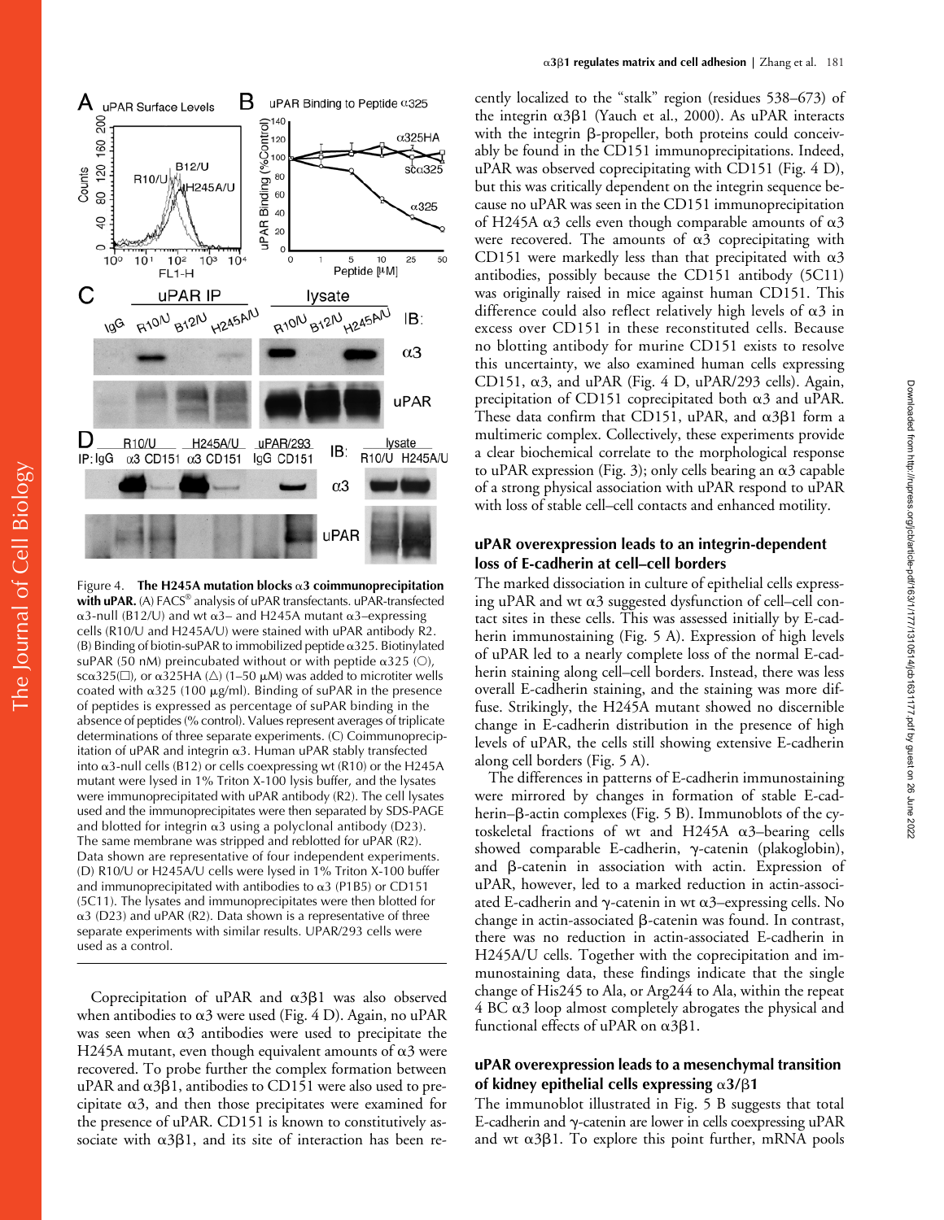Figure 4. **The H245A mutation blocks α3 coimmunoprecipitation with uPAR.** (A) FACS® analysis of uPAR transfectants. uPAR-transfected α3-null (B12/U) and wt α3– and H245A mutant α3–expressing cells (R10/U and H245A/U) were stained with uPAR antibody R2. (B) Binding of biotin-suPAR to immobilized peptide α325. Biotinylated suPAR (50 nM) preincubated without or with peptide α325 (○), scα325(□), or α325HA (△) (1–50 μM) was added to microtiter wells coated with α325 (100 μg/ml). Binding of suPAR in the presence of peptides is expressed as percentage of suPAR binding in the absence of peptides (% control). Values represent averages of triplicate determinations of three separate experiments. (C) Coimmunoprecipitation of uPAR and integrin α3. Human uPAR stably transfected into α3-null cells (B12) or cells coexpressing wt (R10) or the H245A mutant were lysed in 1% Triton X-100 lysis buffer, and the lysates were immunoprecipitated with uPAR antibody (R2). The cell lysates used and the immunoprecipitates were then separated by SDS-PAGE and blotted for integrin α3 using a polyclonal antibody (D23). The same membrane was stripped and reblotted for uPAR (R2). Data shown are representative of four independent experiments. (D) R10/U or H245A/U cells were lysed in 1% Triton X-100 buffer and immunoprecipitated with antibodies to α3 (P1B5) or CD151 (5C11). The lysates and immunoprecipitates were then blotted for α3 (D23) and uPAR (R2). Data shown is a representative of three separate experiments with similar results. UPAR/293 cells were used as a control.

Coprecipitation of uPAR and α3β1 was also observed when antibodies to α3 were used (Fig. 4 D). Again, no uPAR was seen when α3 antibodies were used to precipitate the H245A mutant, even though equivalent amounts of α3 were recovered. To probe further the complex formation between uPAR and α3β1, antibodies to CD151 were also used to precipitate α3, and then those precipitates were examined for the presence of uPAR. CD151 is known to constitutively associate with α3β1, and its site of interaction has been recently localized to the "stalk" region (residues 538–673) of the integrin α3β1 (Yauch et al., 2000). As uPAR interacts with the integrin β-propeller, both proteins could conceivably be found in the CD151 immunoprecipitations. Indeed, uPAR was observed coprecipitating with CD151 (Fig. 4 D), but this was critically dependent on the integrin sequence because no uPAR was seen in the CD151 immunoprecipitation of H245A α3 cells even though comparable amounts of α3 were recovered. The amounts of α3 coprecipitating with CD151 were markedly less than that precipitated with α3 antibodies, possibly because the CD151 antibody (5C11) was originally raised in mice against human CD151. This difference could also reflect relatively high levels of α3 in excess over CD151 in these reconstituted cells. Because no blotting antibody for murine CD151 exists to resolve this uncertainty, we also examined human cells expressing CD151, α3, and uPAR (Fig. 4 D, uPAR/293 cells). Again, precipitation of CD151 coprecipitated both α3 and uPAR. These data confirm that CD151, uPAR, and α3β1 form a multimeric complex. Collectively, these experiments provide a clear biochemical correlate to the morphological response to uPAR expression (Fig. 3); only cells bearing an α3 capable of a strong physical association with uPAR respond to uPAR with loss of stable cell–cell contacts and enhanced motility.

## uPAR overexpression leads to an integrin-dependent loss of E-cadherin at cell–cell borders

The marked dissociation in culture of epithelial cells expressing uPAR and wt α3 suggested dysfunction of cell–cell contact sites in these cells. This was assessed initially by E-cadherin immunostaining (Fig. 5 A). Expression of high levels of uPAR led to a nearly complete loss of the normal E-cadherin staining along cell–cell borders. Instead, there was less overall E-cadherin staining, and the staining was more diffuse. Strikingly, the H245A mutant showed no discernible change in E-cadherin distribution in the presence of high levels of uPAR, the cells still showing extensive E-cadherin along cell borders (Fig. 5 A).

The differences in patterns of E-cadherin immunostaining were mirrored by changes in formation of stable E-cadherin–β-actin complexes (Fig. 5 B). Immunoblots of the cytoskeletal fractions of wt and H245A α3–bearing cells showed comparable E-cadherin, γ-catenin (plakoglobin), and β-catenin in association with actin. Expression of uPAR, however, led to a marked reduction in actin-associated E-cadherin and γ-catenin in wt α3–expressing cells. No change in actin-associated β-catenin was found. In contrast, there was no reduction in actin-associated E-cadherin in H245A/U cells. Together with the coprecipitation and immunostaining data, these findings indicate that the single change of His245 to Ala, or Arg244 to Ala, within the repeat 4 BC α3 loop almost completely abrogates the physical and functional effects of uPAR on α3β1.

## uPAR overexpression leads to a mesenchymal transition of kidney epithelial cells expressing α3/β1

The immunoblot illustrated in Fig. 5 B suggests that total E-cadherin and γ-catenin are lower in cells coexpressing uPAR and wt α3β1. To explore this point further, mRNA pools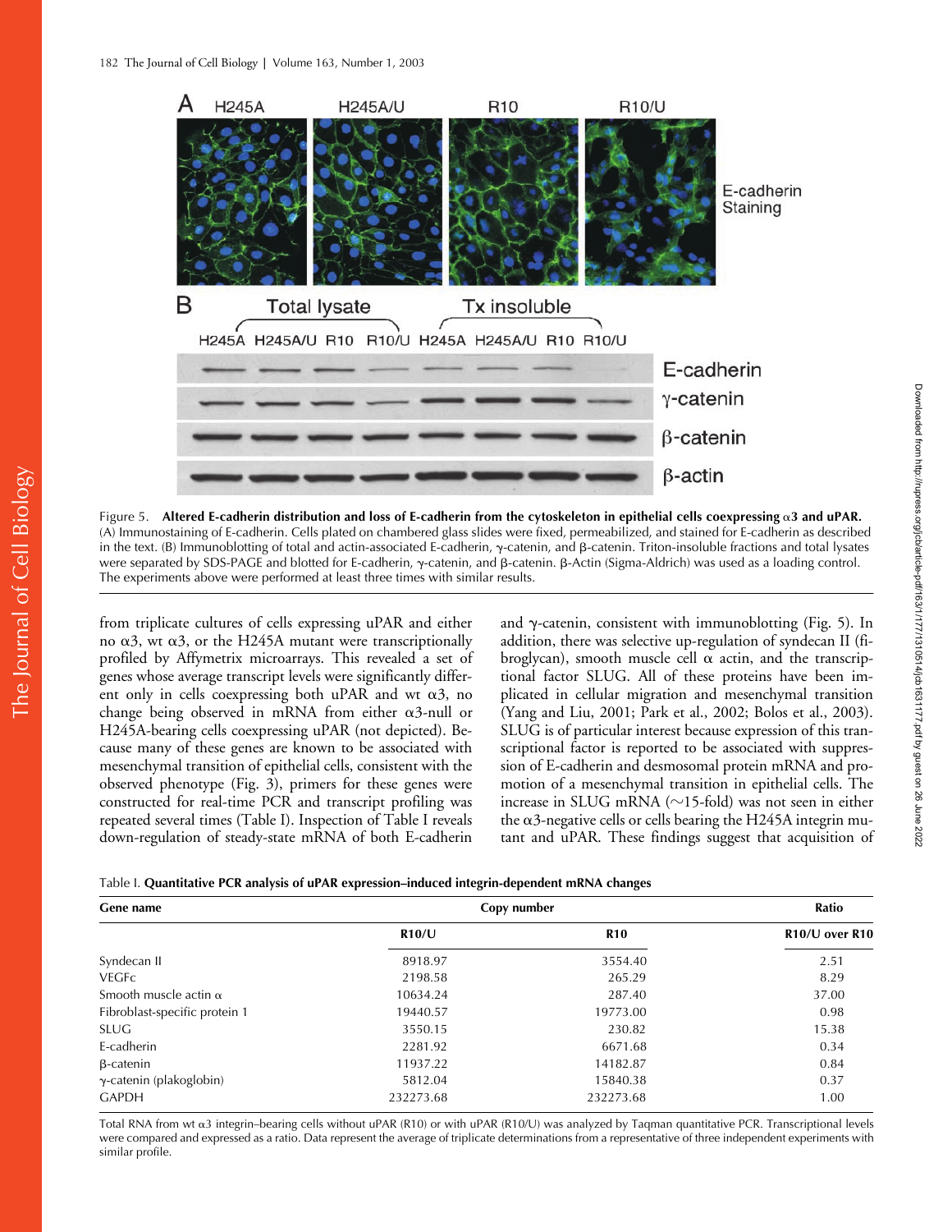Figure 5. **Altered E-cadherin distribution and loss of E-cadherin from the cytoskeleton in epithelial cells coexpressing α3 and uPAR.** (A) Immunostaining of E-cadherin. Cells plated on chambered glass slides were fixed, permeabilized, and stained for E-cadherin as described in the text. (B) Immunoblotting of total and actin-associated E-cadherin, γ-catenin, and β-catenin. Triton-insoluble fractions and total lysates were separated by SDS-PAGE and blotted for E-cadherin, γ-catenin, and β-catenin. β-Actin (Sigma-Aldrich) was used as a loading control. The experiments above were performed at least three times with similar results.

from triplicate cultures of cells expressing uPAR and either no α3, wt α3, or the H245A mutant were transcriptionally profiled by Affymetrix microarrays. This revealed a set of genes whose average transcript levels were significantly different only in cells coexpressing both uPAR and wt α3, no change being observed in mRNA from either α3-null or H245A-bearing cells coexpressing uPAR (not depicted). Because many of these genes are known to be associated with mesenchymal transition of epithelial cells, consistent with the observed phenotype (Fig. 3), primers for these genes were constructed for real-time PCR and transcript profiling was repeated several times (Table I). Inspection of Table I reveals down-regulation of steady-state mRNA of both E-cadherin and γ-catenin, consistent with immunoblotting (Fig. 5). In addition, there was selective up-regulation of syndecan II (fibroglycan), smooth muscle cell α actin, and the transcriptional factor SLUG. All of these proteins have been implicated in cellular migration and mesenchymal transition (Yang and Liu, 2001; Park et al., 2002; Bolos et al., 2003). SLUG is of particular interest because expression of this transcriptional factor is reported to be associated with suppression of E-cadherin and desmosomal protein mRNA and promotion of a mesenchymal transition in epithelial cells. The increase in SLUG mRNA (~15-fold) was not seen in either the α3-negative cells or cells bearing the H245A integrin mutant and uPAR. These findings suggest that acquisition of

Table I. **Quantitative PCR analysis of uPAR expression–induced integrin-dependent mRNA changes**

| Gene name | Copy number | | Ratio |
|---|---|---|---|
| | R10/U | R10 | R10/U over R10 |
| Syndecan II | 8918.97 | 3554.40 | 2.51 |
| VEGFc | 2198.58 | 265.29 | 8.29 |
| Smooth muscle actin α | 10634.24 | 287.40 | 37.00 |
| Fibroblast-specific protein 1 | 19440.57 | 19773.00 | 0.98 |
| SLUG | 3550.15 | 230.82 | 15.38 |
| E-cadherin | 2281.92 | 6671.68 | 0.34 |
| β-catenin | 11937.22 | 14182.87 | 0.84 |
| γ-catenin (plakoglobin) | 5812.04 | 15840.38 | 0.37 |
| GAPDH | 232273.68 | 232273.68 | 1.00 |

Total RNA from wt α3 integrin–bearing cells without uPAR (R10) or with uPAR (R10/U) was analyzed by Taqman quantitative PCR. Transcriptional levels were compared and expressed as a ratio. Data represent the average of triplicate determinations from a representative of three independent experiments with similar profile.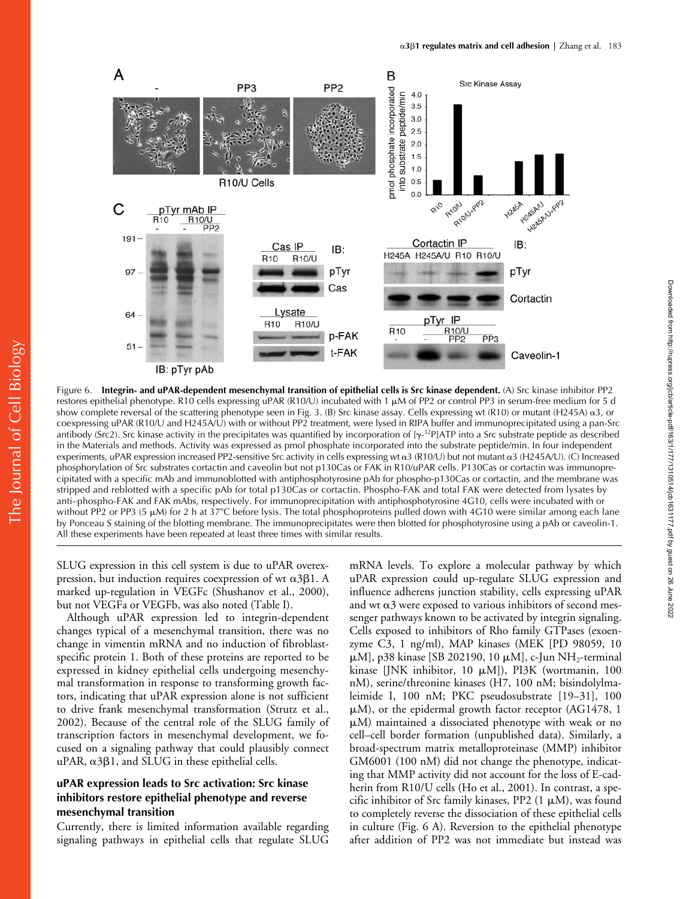Figure 6. **Integrin- and uPAR-dependent mesenchymal transition of epithelial cells is Src kinase dependent.** (A) Src kinase inhibitor PP2 restores epithelial phenotype. R10 cells expressing uPAR (R10/U) incubated with 1 μM of PP2 or control PP3 in serum-free medium for 5 d show complete reversal of the scattering phenotype seen in Fig. 3. (B) Src kinase assay. Cells expressing wt (R10) or mutant (H245A) α3, or coexpressing uPAR (R10/U and H245A/U) with or without PP2 treatment, were lysed in RIPA buffer and immunoprecipitated using a pan-Src antibody (Src2). Src kinase activity in the precipitates was quantified by incorporation of [γ-$^{32}$P]ATP into a Src substrate peptide as described in the Materials and methods. Activity was expressed as pmol phosphate incorporated into the substrate peptide/min. In four independent experiments, uPAR expression increased PP2-sensitive Src activity in cells expressing wt α3 (R10/U) but not mutant α3 (H245A/U). (C) Increased phosphorylation of Src substrates cortactin and caveolin but not p130Cas or FAK in R10/uPAR cells. P130Cas or cortactin was immunoprecipitated with a specific mAb and immunoblotted with antiphosphotyrosine pAb for phospho-p130Cas or cortactin, and the membrane was stripped and reblotted with a specific pAb for total p130Cas or cortactin. Phospho-FAK and total FAK were detected from lysates by anti–phospho-FAK and FAK mAbs, respectively. For immunoprecipitation with antiphosphotyrosine 4G10, cells were incubated with or without PP2 or PP3 (5 μM) for 2 h at 37°C before lysis. The total phosphoproteins pulled down with 4G10 were similar among each lane by Ponceau S staining of the blotting membrane. The immunoprecipitates were then blotted for phosphotyrosine using a pAb or caveolin-1. All these experiments have been repeated at least three times with similar results.

SLUG expression in this cell system is due to uPAR overexpression, but induction requires coexpression of wt α3β1. A marked up-regulation in VEGFc (Shushanov et al., 2000), but not VEGFa or VEGFb, was also noted (Table I).

Although uPAR expression led to integrin-dependent changes typical of a mesenchymal transition, there was no change in vimentin mRNA and no induction of fibroblast-specific protein 1. Both of these proteins are reported to be expressed in kidney epithelial cells undergoing mesenchymal transformation in response to transforming growth factors, indicating that uPAR expression alone is not sufficient to drive frank mesenchymal transformation (Strutz et al., 2002). Because of the central role of the SLUG family of transcription factors in mesenchymal development, we focused on a signaling pathway that could plausibly connect uPAR, α3β1, and SLUG in these epithelial cells.

## uPAR expression leads to Src activation: Src kinase inhibitors restore epithelial phenotype and reverse mesenchymal transition

Currently, there is limited information available regarding signaling pathways in epithelial cells that regulate SLUG mRNA levels. To explore a molecular pathway by which uPAR expression could up-regulate SLUG expression and influence adherens junction stability, cells expressing uPAR and wt α3 were exposed to various inhibitors of second messenger pathways known to be activated by integrin signaling. Cells exposed to inhibitors of Rho family GTPases (exoenzyme C3, 1 ng/ml), MAP kinases (MEK [PD 98059, 10 μM], p38 kinase [SB 202190, 10 μM], c-Jun $NH_2$-terminal kinase [JNK inhibitor, 10 μM]), PI3K (wortmanin, 100 nM), serine/threonine kinases (H7, 100 nM; bisindolylmaleimide I, 100 nM; PKC pseudosubstrate [19–31], 100 μM), or the epidermal growth factor receptor (AG1478, 1 μM) maintained a dissociated phenotype with weak or no cell–cell border formation (unpublished data). Similarly, a broad-spectrum matrix metalloproteinase (MMP) inhibitor GM6001 (100 nM) did not change the phenotype, indicating that MMP activity did not account for the loss of E-cadherin from R10/U cells (Ho et al., 2001). In contrast, a specific inhibitor of Src family kinases, PP2 (1 μM), was found to completely reverse the dissociation of these epithelial cells in culture (Fig. 6 A). Reversion to the epithelial phenotype after addition of PP2 was not immediate but instead was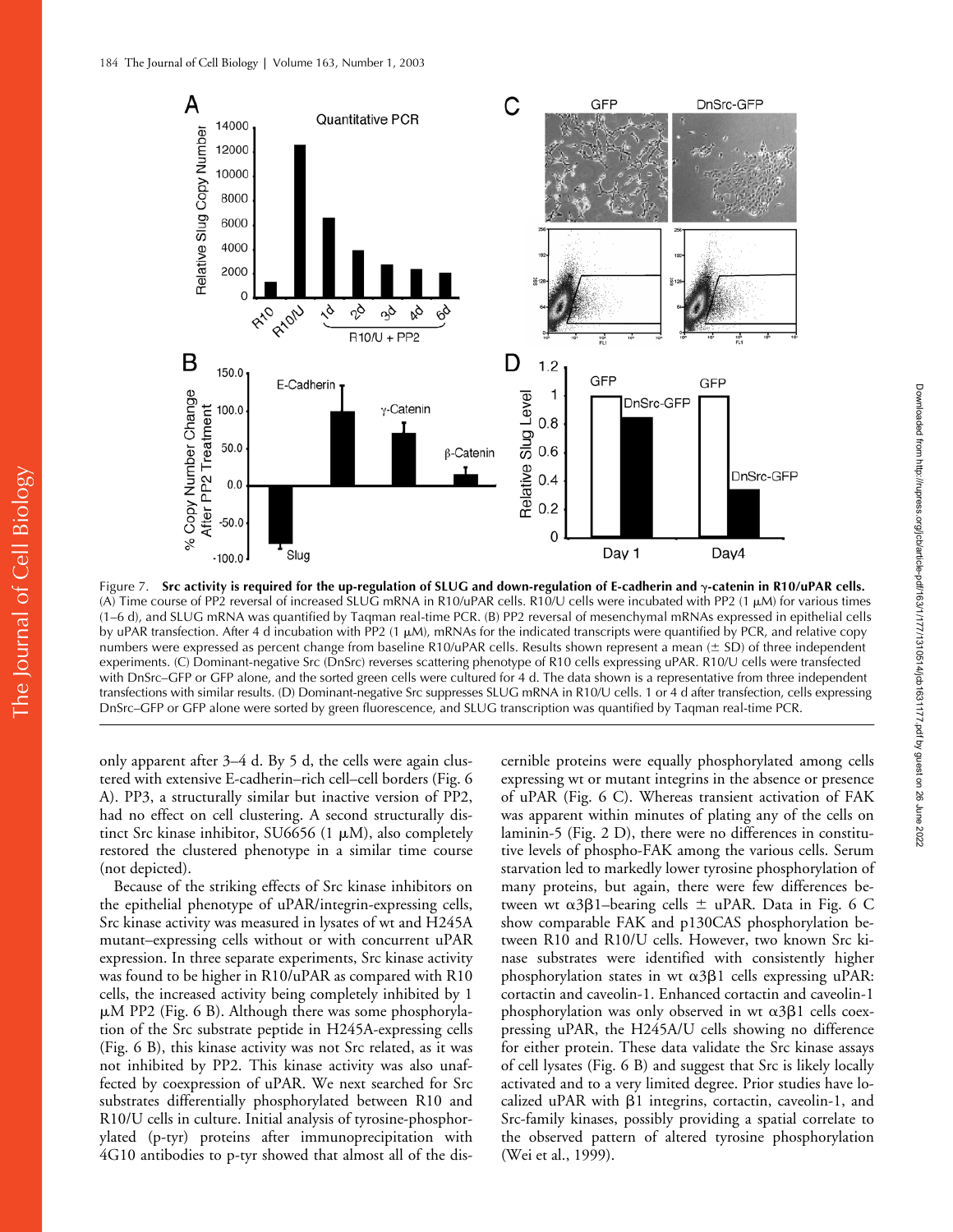Figure 7. **Src activity is required for the up-regulation of SLUG and down-regulation of E-cadherin and γ-catenin in R10/uPAR cells.** (A) Time course of PP2 reversal of increased SLUG mRNA in R10/uPAR cells. R10/U cells were incubated with PP2 (1 μM) for various times (1–6 d), and SLUG mRNA was quantified by Taqman real-time PCR. (B) PP2 reversal of mesenchymal mRNAs expressed in epithelial cells by uPAR transfection. After 4 d incubation with PP2 (1 μM), mRNAs for the indicated transcripts were quantified by PCR, and relative copy numbers were expressed as percent change from baseline R10/uPAR cells. Results shown represent a mean (± SD) of three independent experiments. (C) Dominant-negative Src (DnSrc) reverses scattering phenotype of R10 cells expressing uPAR. R10/U cells were transfected with DnSrc–GFP or GFP alone, and the sorted green cells were cultured for 4 d. The data shown is a representative from three independent transfections with similar results. (D) Dominant-negative Src suppresses SLUG mRNA in R10/U cells. 1 or 4 d after transfection, cells expressing DnSrc–GFP or GFP alone were sorted by green fluorescence, and SLUG transcription was quantified by Taqman real-time PCR.

only apparent after 3–4 d. By 5 d, the cells were again clustered with extensive E-cadherin–rich cell–cell borders (Fig. 6 A). PP3, a structurally similar but inactive version of PP2, had no effect on cell clustering. A second structurally distinct Src kinase inhibitor, SU6656 (1 μM), also completely restored the clustered phenotype in a similar time course (not depicted).

Because of the striking effects of Src kinase inhibitors on the epithelial phenotype of uPAR/integrin-expressing cells, Src kinase activity was measured in lysates of wt and H245A mutant–expressing cells without or with concurrent uPAR expression. In three separate experiments, Src kinase activity was found to be higher in R10/uPAR as compared with R10 cells, the increased activity being completely inhibited by 1 μM PP2 (Fig. 6 B). Although there was some phosphorylation of the Src substrate peptide in H245A-expressing cells (Fig. 6 B), this kinase activity was not Src related, as it was not inhibited by PP2. This kinase activity was also unaffected by coexpression of uPAR. We next searched for Src substrates differentially phosphorylated between R10 and R10/U cells in culture. Initial analysis of tyrosine-phosphorylated (p-tyr) proteins after immunoprecipitation with 4G10 antibodies to p-tyr showed that almost all of the discernible proteins were equally phosphorylated among cells expressing wt or mutant integrins in the absence or presence of uPAR (Fig. 6 C). Whereas transient activation of FAK was apparent within minutes of plating any of the cells on laminin-5 (Fig. 2 D), there were no differences in constitutive levels of phospho-FAK among the various cells. Serum starvation led to markedly lower tyrosine phosphorylation of many proteins, but again, there were few differences between wt α3β1–bearing cells ± uPAR. Data in Fig. 6 C show comparable FAK and p130CAS phosphorylation between R10 and R10/U cells. However, two known Src kinase substrates were identified with consistently higher phosphorylation states in wt α3β1 cells expressing uPAR: cortactin and caveolin-1. Enhanced cortactin and caveolin-1 phosphorylation was only observed in wt α3β1 cells coexpressing uPAR, the H245A/U cells showing no difference for either protein. These data validate the Src kinase assays of cell lysates (Fig. 6 B) and suggest that Src is likely locally activated and to a very limited degree. Prior studies have localized uPAR with β1 integrins, cortactin, caveolin-1, and Src-family kinases, possibly providing a spatial correlate to the observed pattern of altered tyrosine phosphorylation (Wei et al., 1999).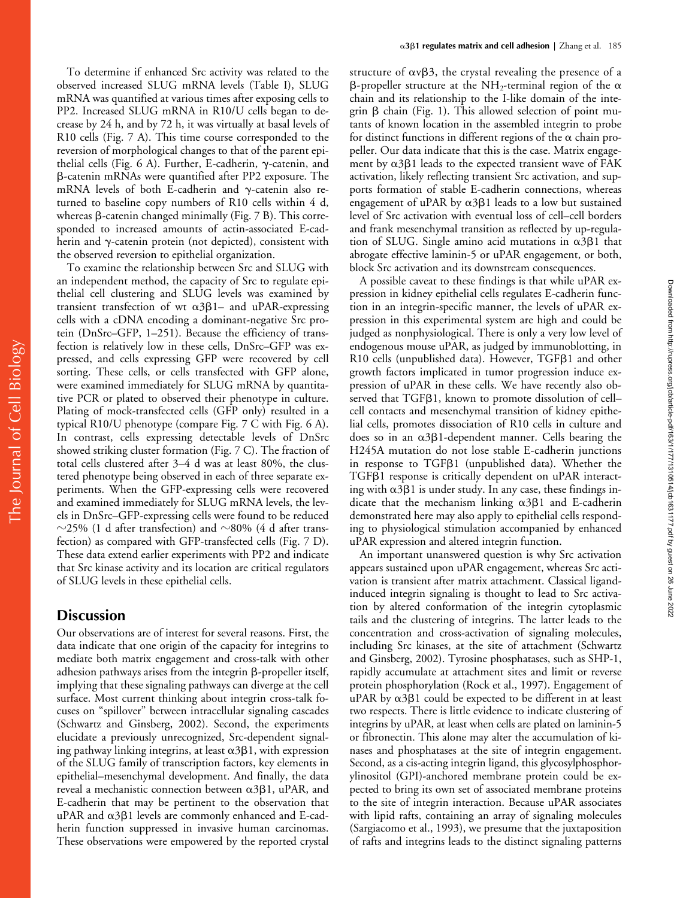To determine if enhanced Src activity was related to the observed increased SLUG mRNA levels (Table I), SLUG mRNA was quantified at various times after exposing cells to PP2. Increased SLUG mRNA in R10/U cells began to decrease by 24 h, and by 72 h, it was virtually at basal levels of R10 cells (Fig. 7 A). This time course corresponded to the reversion of morphological changes to that of the parent epithelial cells (Fig. 6 A). Further, E-cadherin, γ-catenin, and β-catenin mRNAs were quantified after PP2 exposure. The mRNA levels of both E-cadherin and γ-catenin also returned to baseline copy numbers of R10 cells within 4 d, whereas β-catenin changed minimally (Fig. 7 B). This corresponded to increased amounts of actin-associated E-cadherin and γ-catenin protein (not depicted), consistent with the observed reversion to epithelial organization.

To examine the relationship between Src and SLUG with an independent method, the capacity of Src to regulate epithelial cell clustering and SLUG levels was examined by transient transfection of wt α3β1– and uPAR-expressing cells with a cDNA encoding a dominant-negative Src protein (DnSrc–GFP, 1–251). Because the efficiency of transfection is relatively low in these cells, DnSrc–GFP was expressed, and cells expressing GFP were recovered by cell sorting. These cells, or cells transfected with GFP alone, were examined immediately for SLUG mRNA by quantitative PCR or plated to observed their phenotype in culture. Plating of mock-transfected cells (GFP only) resulted in a typical R10/U phenotype (compare Fig. 7 C with Fig. 6 A). In contrast, cells expressing detectable levels of DnSrc showed striking cluster formation (Fig. 7 C). The fraction of total cells clustered after 3–4 d was at least 80%, the clustered phenotype being observed in each of three separate experiments. When the GFP-expressing cells were recovered and examined immediately for SLUG mRNA levels, the levels in DnSrc–GFP-expressing cells were found to be reduced ~25% (1 d after transfection) and ~80% (4 d after transfection) as compared with GFP-transfected cells (Fig. 7 D). These data extend earlier experiments with PP2 and indicate that Src kinase activity and its location are critical regulators of SLUG levels in these epithelial cells.

## Discussion

Our observations are of interest for several reasons. First, the data indicate that one origin of the capacity for integrins to mediate both matrix engagement and cross-talk with other adhesion pathways arises from the integrin β-propeller itself, implying that these signaling pathways can diverge at the cell surface. Most current thinking about integrin cross-talk focuses on "spillover" between intracellular signaling cascades (Schwartz and Ginsberg, 2002). Second, the experiments elucidate a previously unrecognized, Src-dependent signaling pathway linking integrins, at least α3β1, with expression of the SLUG family of transcription factors, key elements in epithelial–mesenchymal development. And finally, the data reveal a mechanistic connection between α3β1, uPAR, and E-cadherin that may be pertinent to the observation that uPAR and α3β1 levels are commonly enhanced and E-cadherin function suppressed in invasive human carcinomas. These observations were empowered by the reported crystal structure of αvβ3, the crystal revealing the presence of a β-propeller structure at the $NH_2$-terminal region of the α chain and its relationship to the I-like domain of the integrin β chain (Fig. 1). This allowed selection of point mutants of known location in the assembled integrin to probe for distinct functions in different regions of the α chain propeller. Our data indicate that this is the case. Matrix engagement by α3β1 leads to the expected transient wave of FAK activation, likely reflecting transient Src activation, and supports formation of stable E-cadherin connections, whereas engagement of uPAR by α3β1 leads to a low but sustained level of Src activation with eventual loss of cell–cell borders and frank mesenchymal transition as reflected by up-regulation of SLUG. Single amino acid mutations in α3β1 that abrogate effective laminin-5 or uPAR engagement, or both, block Src activation and its downstream consequences.

A possible caveat to these findings is that while uPAR expression in kidney epithelial cells regulates E-cadherin function in an integrin-specific manner, the levels of uPAR expression in this experimental system are high and could be judged as nonphysiological. There is only a very low level of endogenous mouse uPAR, as judged by immunoblotting, in R10 cells (unpublished data). However, TGFβ1 and other growth factors implicated in tumor progression induce expression of uPAR in these cells. We have recently also observed that TGFβ1, known to promote dissolution of cell–cell contacts and mesenchymal transition of kidney epithelial cells, promotes dissociation of R10 cells in culture and does so in an α3β1-dependent manner. Cells bearing the H245A mutation do not lose stable E-cadherin junctions in response to TGFβ1 (unpublished data). Whether the TGFβ1 response is critically dependent on uPAR interacting with α3β1 is under study. In any case, these findings indicate that the mechanism linking α3β1 and E-cadherin demonstrated here may also apply to epithelial cells responding to physiological stimulation accompanied by enhanced uPAR expression and altered integrin function.

An important unanswered question is why Src activation appears sustained upon uPAR engagement, whereas Src activation is transient after matrix attachment. Classical ligand-induced integrin signaling is thought to lead to Src activation by altered conformation of the integrin cytoplasmic tails and the clustering of integrins. The latter leads to the concentration and cross-activation of signaling molecules, including Src kinases, at the site of attachment (Schwartz and Ginsberg, 2002). Tyrosine phosphatases, such as SHP-1, rapidly accumulate at attachment sites and limit or reverse protein phosphorylation (Rock et al., 1997). Engagement of uPAR by α3β1 could be expected to be different in at least two respects. There is little evidence to indicate clustering of integrins by uPAR, at least when cells are plated on laminin-5 or fibronectin. This alone may alter the accumulation of kinases and phosphatases at the site of integrin engagement. Second, as a cis-acting integrin ligand, this glycosylphosphorylinositol (GPI)-anchored membrane protein could be expected to bring its own set of associated membrane proteins to the site of integrin interaction. Because uPAR associates with lipid rafts, containing an array of signaling molecules (Sargiacomo et al., 1993), we presume that the juxtaposition of rafts and integrins leads to the distinct signaling patterns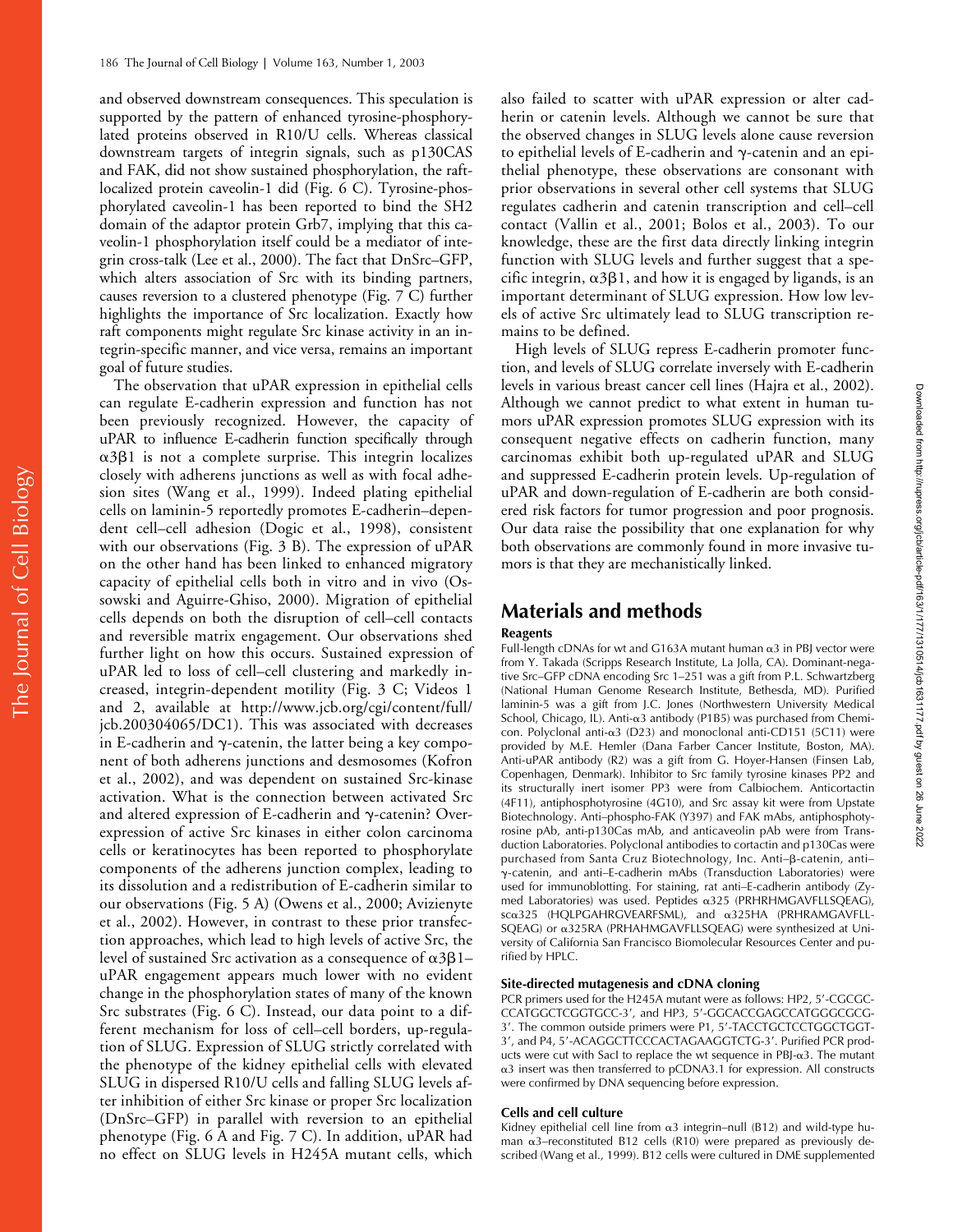and observed downstream consequences. This speculation is supported by the pattern of enhanced tyrosine-phosphorylated proteins observed in R10/U cells. Whereas classical downstream targets of integrin signals, such as p130CAS and FAK, did not show sustained phosphorylation, the raft-localized protein caveolin-1 did (Fig. 6 C). Tyrosine-phosphorylated caveolin-1 has been reported to bind the SH2 domain of the adaptor protein Grb7, implying that this caveolin-1 phosphorylation itself could be a mediator of integrin cross-talk (Lee et al., 2000). The fact that DnSrc–GFP, which alters association of Src with its binding partners, causes reversion to a clustered phenotype (Fig. 7 C) further highlights the importance of Src localization. Exactly how raft components might regulate Src kinase activity in an integrin-specific manner, and vice versa, remains an important goal of future studies.

The observation that uPAR expression in epithelial cells can regulate E-cadherin expression and function has not been previously recognized. However, the capacity of uPAR to influence E-cadherin function specifically through $\alpha3\beta1$ is not a complete surprise. This integrin localizes closely with adherens junctions as well as with focal adhesion sites (Wang et al., 1999). Indeed plating epithelial cells on laminin-5 reportedly promotes E-cadherin–dependent cell–cell adhesion (Dogic et al., 1998), consistent with our observations (Fig. 3 B). The expression of uPAR on the other hand has been linked to enhanced migratory capacity of epithelial cells both in vitro and in vivo (Ossowski and Aguirre-Ghiso, 2000). Migration of epithelial cells depends on both the disruption of cell–cell contacts and reversible matrix engagement. Our observations shed further light on how this occurs. Sustained expression of uPAR led to loss of cell–cell clustering and markedly increased, integrin-dependent motility (Fig. 3 C; Videos 1 and 2, available at http://www.jcb.org/cgi/content/full/jcb.200304065/DC1). This was associated with decreases in E-cadherin and γ-catenin, the latter being a key component of both adherens junctions and desmosomes (Kofron et al., 2002), and was dependent on sustained Src-kinase activation. What is the connection between activated Src and altered expression of E-cadherin and γ-catenin? Overexpression of active Src kinases in either colon carcinoma cells or keratinocytes has been reported to phosphorylate components of the adherens junction complex, leading to its dissolution and a redistribution of E-cadherin similar to our observations (Fig. 5 A) (Owens et al., 2000; Avizienyte et al., 2002). However, in contrast to these prior transfection approaches, which lead to high levels of active Src, the level of sustained Src activation as a consequence of $\alpha3\beta1$–uPAR engagement appears much lower with no evident change in the phosphorylation states of many of the known Src substrates (Fig. 6 C). Instead, our data point to a different mechanism for loss of cell–cell borders, up-regulation of SLUG. Expression of SLUG strictly correlated with the phenotype of the kidney epithelial cells with elevated SLUG in dispersed R10/U cells and falling SLUG levels after inhibition of either Src kinase or proper Src localization (DnSrc–GFP) in parallel with reversion to an epithelial phenotype (Fig. 6 A and Fig. 7 C). In addition, uPAR had no effect on SLUG levels in H245A mutant cells, which also failed to scatter with uPAR expression or alter cadherin or catenin levels. Although we cannot be sure that the observed changes in SLUG levels alone cause reversion to epithelial levels of E-cadherin and γ-catenin and an epithelial phenotype, these observations are consonant with prior observations in several other cell systems that SLUG regulates cadherin and catenin transcription and cell–cell contact (Vallin et al., 2001; Bolos et al., 2003). To our knowledge, these are the first data directly linking integrin function with SLUG levels and further suggest that a specific integrin, $\alpha3\beta1$, and how it is engaged by ligands, is an important determinant of SLUG expression. How low levels of active Src ultimately lead to SLUG transcription remains to be defined.

High levels of SLUG repress E-cadherin promoter function, and levels of SLUG correlate inversely with E-cadherin levels in various breast cancer cell lines (Hajra et al., 2002). Although we cannot predict to what extent in human tumors uPAR expression promotes SLUG expression with its consequent negative effects on cadherin function, many carcinomas exhibit both up-regulated uPAR and SLUG and suppressed E-cadherin protein levels. Up-regulation of uPAR and down-regulation of E-cadherin are both considered risk factors for tumor progression and poor prognosis. Our data raise the possibility that one explanation for why both observations are commonly found in more invasive tumors is that they are mechanistically linked.

# Materials and methods

## Reagents

Full-length cDNAs for wt and G163A mutant human α3 in PBJ vector were from Y. Takada (Scripps Research Institute, La Jolla, CA). Dominant-negative Src–GFP cDNA encoding Src 1–251 was a gift from P.L. Schwartzberg (National Human Genome Research Institute, Bethesda, MD). Purified laminin-5 was a gift from J.C. Jones (Northwestern University Medical School, Chicago, IL). Anti-α3 antibody (P1B5) was purchased from Chemicon. Polyclonal anti-α3 (D23) and monoclonal anti-CD151 (5C11) were provided by M.E. Hemler (Dana Farber Cancer Institute, Boston, MA). Anti-uPAR antibody (R2) was a gift from G. Hoyer-Hansen (Finsen Lab, Copenhagen, Denmark). Inhibitor to Src family tyrosine kinases PP2 and its structurally inert isomer PP3 were from Calbiochem. Anticortactin (4F11), antiphosphotyrosine (4G10), and Src assay kit were from Upstate Biotechnology. Anti–phospho-FAK (Y397) and FAK mAbs, antiphosphotyrosine pAb, anti-p130Cas mAb, and anticaveolin pAb were from Transduction Laboratories. Polyclonal antibodies to cortactin and p130Cas were purchased from Santa Cruz Biotechnology, Inc. Anti–β-catenin, anti–γ-catenin, and anti–E-cadherin mAbs (Transduction Laboratories) were used for immunoblotting. For staining, rat anti–E-cadherin antibody (Zymed Laboratories) was used. Peptides α325 (PRHRHMGAVFLLSQEAG), scα325 (HQLPGAHRGVEARFSML), α325HA (PRHRAMGAVFLLSQEAG) or α325RA (PRHAHMGAVFLLSQEAG) were synthesized at University of California San Francisco Biomolecular Resources Center and purified by HPLC.

## Site-directed mutagenesis and cDNA cloning

PCR primers used for the H245A mutant were as follows: HP2, 5′-CGCGCCCATGGCTCGGTGCC-3′, and HP3, 5′-GGCACCGAGCCATGGGCGCG-3′. The common outside primers were P1, 5′-TACCTGCTCCTGGCTGGT-3′, and P4, 5′-ACAGGCTTCCCACTAGAAGGTCTG-3′. Purified PCR products were cut with SacI to replace the wt sequence in PBJ-α3. The mutant α3 insert was then transferred to pCDNA3.1 for expression. All constructs were confirmed by DNA sequencing before expression.

## Cells and cell culture

Kidney epithelial cell line from α3 integrin–null (B12) and wild-type human α3–reconstituted B12 cells (R10) were prepared as previously described (Wang et al., 1999). B12 cells were cultured in DME supplemented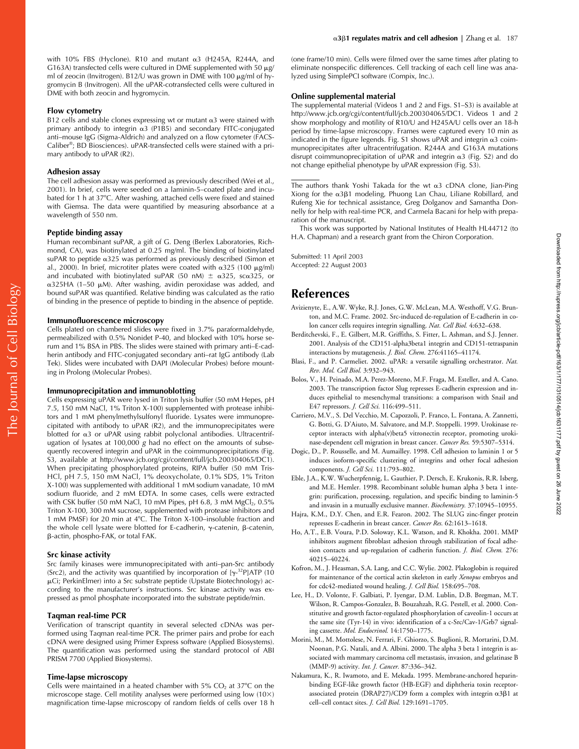with 10% FBS (Hyclone). R10 and mutant α3 (H245A, R244A, and G163A) transfected cells were cultured in DME supplemented with 50 μg/ml of zeocin (Invitrogen). B12/U was grown in DME with 100 μg/ml of hygromycin B (Invitrogen). All the uPAR-cotransfected cells were cultured in DME with both zeocin and hygromycin.

### Flow cytometry

B12 cells and stable clones expressing wt or mutant α3 were stained with primary antibody to integrin α3 (P1B5) and secondary FITC-conjugated anti–mouse IgG (Sigma-Aldrich) and analyzed on a flow cytometer (FACSCaliber®; BD Biosciences). uPAR-transfected cells were stained with a primary antibody to uPAR (R2).

### Adhesion assay

The cell adhesion assay was performed as previously described (Wei et al., 2001). In brief, cells were seeded on a laminin-5–coated plate and incubated for 1 h at 37°C. After washing, attached cells were fixed and stained with Giemsa. The data were quantified by measuring absorbance at a wavelength of 550 nm.

### Peptide binding assay

Human recombinant suPAR, a gift of G. Deng (Berlex Laboratories, Richmond, CA), was biotinylated at 0.25 mg/ml. The binding of biotinylated suPAR to peptide α325 was performed as previously described (Simon et al., 2000). In brief, microtiter plates were coated with α325 (100 μg/ml) and incubated with biotinylated suPAR (50 nM) ± α325, scα325, or α325HA (1–50 μM). After washing, avidin peroxidase was added, and bound suPAR was quantified. Relative binding was calculated as the ratio of binding in the presence of peptide to binding in the absence of peptide.

### Immunofluorescence microscopy

Cells plated on chambered slides were fixed in 3.7% paraformaldehyde, permeabilized with 0.5% Nonidet P-40, and blocked with 10% horse serum and 1% BSA in PBS. The slides were stained with primary anti–E-cadherin antibody and FITC-conjugated secondary anti–rat IgG antibody (Lab Tek). Slides were incubated with DAPI (Molecular Probes) before mounting in Prolong (Molecular Probes).

### Immunoprecipitation and immunoblotting

Cells expressing uPAR were lysed in Triton lysis buffer (50 mM Hepes, pH 7.5, 150 mM NaCl, 1% Triton X-100) supplemented with protease inhibitors and 1 mM phenylmethylsulfonyl fluoride. Lysates were immunoprecipitated with antibody to uPAR (R2), and the immunoprecipitates were blotted for α3 or uPAR using rabbit polyclonal antibodies. Ultracentrifugation of lysates at 100,000 *g* had no effect on the amounts of subsequently recovered integrin and uPAR in the coimmunoprecipitations (Fig. S3, available at http://www.jcb.org/cgi/content/full/jcb.200304065/DC1). When precipitating phosphorylated proteins, RIPA buffer (50 mM Tris-HCl, pH 7.5, 150 mM NaCl, 1% deoxycholate, 0.1% SDS, 1% Triton X-100) was supplemented with additional 1 mM sodium vanadate, 10 mM sodium fluoride, and 2 mM EDTA. In some cases, cells were extracted with CSK buffer (50 mM NaCl, 10 mM Pipes, pH 6.8, 3 mM $MgCl_2$, 0.5% Triton X-100, 300 mM sucrose, supplemented with protease inhibitors and 1 mM PMSF) for 20 min at 4°C. The Triton X-100–insoluble fraction and the whole cell lysate were blotted for E-cadherin, γ-catenin, β-catenin, β-actin, phospho-FAK, or total FAK.

### Src kinase activity

Src family kinases were immunoprecipitated with anti–pan-Src antibody (Src2), and the activity was quantified by incorporation of [$\gamma$-$^{32}$P]ATP (10 μCi; PerkinElmer) into a Src substrate peptide (Upstate Biotechnology) according to the manufacturer's instructions. Src kinase activity was expressed as pmol phosphate incorporated into the substrate peptide/min.

### Taqman real-time PCR

Verification of transcript quantity in several selected cDNAs was performed using Taqman real-time PCR. The primer pairs and probe for each cDNA were designed using Primer Express software (Applied Biosystems). The quantification was performed using the standard protocol of ABI PRISM 7700 (Applied Biosystems).

### Time-lapse microscopy

Cells were maintained in a heated chamber with 5% $CO_2$ at 37°C on the microscope stage. Cell motility analyses were performed using low (10×) magnification time-lapse microscopy of random fields of cells over 18 h (one frame/10 min). Cells were filmed over the same times after plating to eliminate nonspecific differences. Cell tracking of each cell line was analyzed using SimplePCI software (Compix, Inc.).

### Online supplemental material

The supplemental material (Videos 1 and 2 and Figs. S1–S3) is available at http://www.jcb.org/cgi/content/full/jcb.200304065/DC1. Videos 1 and 2 show morphology and motility of R10/U and H245A/U cells over an 18-h period by time-lapse microscopy. Frames were captured every 10 min as indicated in the figure legends. Fig. S1 shows uPAR and integrin α3 coimmunoprecipitates after ultracentrifugation. R244A and G163A mutations disrupt coimmunoprecipitation of uPAR and integrin α3 (Fig. S2) and do not change epithelial phenotype by uPAR expression (Fig. S3).

---

The authors thank Yoshi Takada for the wt α3 cDNA clone, Jian-Ping Xiong for the α3β1 modeling, Phuong Lan Chau, Liliane Robillard, and Rufeng Xie for technical assistance, Greg Dolganov and Samantha Donnelly for help with real-time PCR, and Carmela Bacani for help with preparation of the manuscript.

This work was supported by National Institutes of Health HL44712 (to H.A. Chapman) and a research grant from the Chiron Corporation.

Submitted: 11 April 2003
Accepted: 22 August 2003

## References

Avizienyte, E., A.W. Wyke, R.J. Jones, G.W. McLean, M.A. Westhoff, V.G. Brunton, and M.C. Frame. 2002. Src-induced de-regulation of E-cadherin in colon cancer cells requires integrin signalling. *Nat. Cell Biol.* 4:632–638.

Berditchevski, F., E. Gilbert, M.R. Griffiths, S. Fitter, L. Ashman, and S.J. Jenner. 2001. Analysis of the CD151-alpha3beta1 integrin and CD151-tetraspanin interactions by mutagenesis. *J. Biol. Chem.* 276:41165–41174.

Blasi, F., and P. Carmeliet. 2002. uPAR: a versatile signalling orchestrator. *Nat. Rev. Mol. Cell Biol.* 3:932–943.

Bolos, V., H. Peinado, M.A. Perez-Moreno, M.F. Fraga, M. Esteller, and A. Cano. 2003. The transcription factor Slug represses E-cadherin expression and induces epithelial to mesenchymal transitions: a comparison with Snail and E47 repressors. *J. Cell Sci.* 116:499–511.

Carriero, M.V., S. Del Vecchio, M. Capozzoli, P. Franco, L. Fontana, A. Zannetti, G. Botti, G. D'Aiuto, M. Salvatore, and M.P. Stoppelli. 1999. Urokinase receptor interacts with alpha(v)beta5 vitronectin receptor, promoting urokinase-dependent cell migration in breast cancer. *Cancer Res.* 59:5307–5314.

Dogic, D., P. Rousselle, and M. Aumailley. 1998. Cell adhesion to laminin 1 or 5 induces isoform-specific clustering of integrins and other focal adhesion components. *J. Cell Sci.* 111:793–802.

Eble, J.A., K.W. Wucherpfennig, L. Gauthier, P. Dersch, E. Krukonis, R.R. Isberg, and M.E. Hemler. 1998. Recombinant soluble human alpha 3 beta 1 integrin: purification, processing, regulation, and specific binding to laminin-5 and invasin in a mutually exclusive manner. *Biochemistry.* 37:10945–10955.

Hajra, K.M., D.Y. Chen, and E.R. Fearon. 2002. The SLUG zinc-finger protein represses E-cadherin in breast cancer. *Cancer Res.* 62:1613–1618.

Ho, A.T., E.B. Voura, P.D. Soloway, K.L. Watson, and R. Khokha. 2001. MMP inhibitors augment fibroblast adhesion through stabilization of focal adhesion contacts and up-regulation of cadherin function. *J. Biol. Chem.* 276:40215–40224.

Kofron, M., J. Heasman, S.A. Lang, and C.C. Wylie. 2002. Plakoglobin is required for maintenance of the cortical actin skeleton in early *Xenopus* embryos and for cdc42-mediated wound healing. *J. Cell Biol.* 158:695–708.

Lee, H., D. Volonte, F. Galbiati, P. Iyengar, D.M. Lublin, D.B. Bregman, M.T. Wilson, R. Campos-Gonzalez, B. Bouzahzah, R.G. Pestell, et al. 2000. Constitutive and growth factor-regulated phosphorylation of caveolin-1 occurs at the same site (Tyr-14) in vivo: identification of a c-Src/Cav-1/Grb7 signaling cassette. *Mol. Endocrinol.* 14:1750–1775.

Morini, M., M. Mottolese, N. Ferrari, F. Ghiorzo, S. Buglioni, R. Mortarini, D.M. Noonan, P.G. Natali, and A. Albini. 2000. The alpha 3 beta 1 integrin is associated with mammary carcinoma cell metastasis, invasion, and gelatinase B (MMP-9) activity. *Int. J. Cancer.* 87:336–342.

Nakamura, K., R. Iwamoto, and E. Mekada. 1995. Membrane-anchored heparin-binding EGF-like growth factor (HB-EGF) and diphtheria toxin receptor-associated protein (DRAP27)/CD9 form a complex with integrin α3β1 at cell–cell contact sites. *J. Cell Biol.* 129:1691–1705.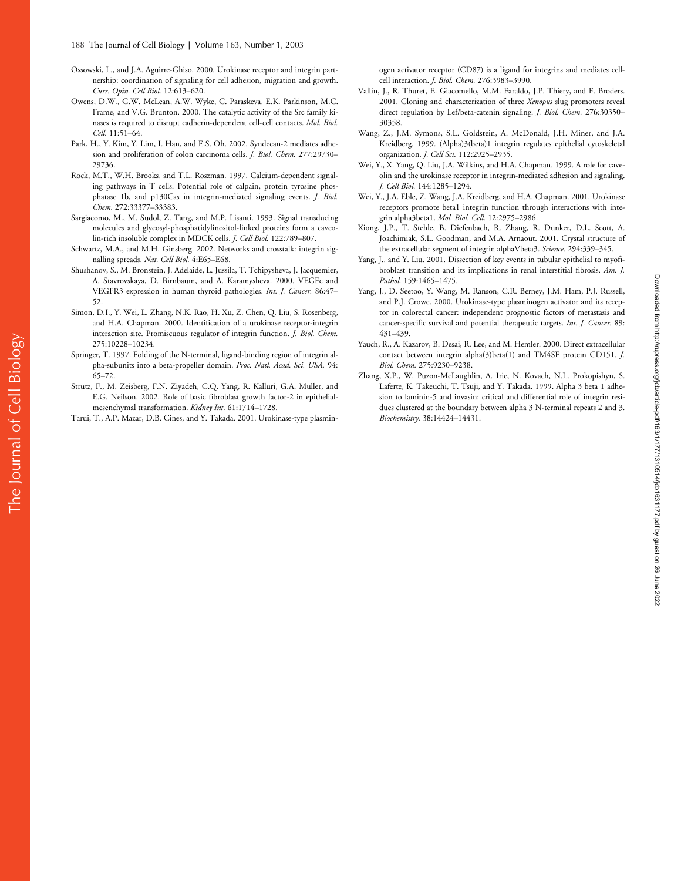Ossowski, L., and J.A. Aguirre-Ghiso. 2000. Urokinase receptor and integrin partnership: coordination of signaling for cell adhesion, migration and growth. *Curr. Opin. Cell Biol.* 12:613–620.

Owens, D.W., G.W. McLean, A.W. Wyke, C. Paraskeva, E.K. Parkinson, M.C. Frame, and V.G. Brunton. 2000. The catalytic activity of the Src family kinases is required to disrupt cadherin-dependent cell-cell contacts. *Mol. Biol. Cell.* 11:51–64.

Park, H., Y. Kim, Y. Lim, I. Han, and E.S. Oh. 2002. Syndecan-2 mediates adhesion and proliferation of colon carcinoma cells. *J. Biol. Chem.* 277:29730–29736.

Rock, M.T., W.H. Brooks, and T.L. Roszman. 1997. Calcium-dependent signaling pathways in T cells. Potential role of calpain, protein tyrosine phosphatase 1b, and p130Cas in integrin-mediated signaling events. *J. Biol. Chem.* 272:33377–33383.

Sargiacomo, M., M. Sudol, Z. Tang, and M.P. Lisanti. 1993. Signal transducing molecules and glycosyl-phosphatidylinositol-linked proteins form a caveolin-rich insoluble complex in MDCK cells. *J. Cell Biol.* 122:789–807.

Schwartz, M.A., and M.H. Ginsberg. 2002. Networks and crosstalk: integrin signalling spreads. *Nat. Cell Biol.* 4:E65–E68.

Shushanov, S., M. Bronstein, J. Adelaide, L. Jussila, T. Tchipysheva, J. Jacquemier, A. Stavrovskaya, D. Birnbaum, and A. Karamysheva. 2000. VEGFc and VEGFR3 expression in human thyroid pathologies. *Int. J. Cancer.* 86:47–52.

Simon, D.I., Y. Wei, L. Zhang, N.K. Rao, H. Xu, Z. Chen, Q. Liu, S. Rosenberg, and H.A. Chapman. 2000. Identification of a urokinase receptor-integrin interaction site. Promiscuous regulator of integrin function. *J. Biol. Chem.* 275:10228–10234.

Springer, T. 1997. Folding of the N-terminal, ligand-binding region of integrin alpha-subunits into a beta-propeller domain. *Proc. Natl. Acad. Sci. USA.* 94:65–72.

Strutz, F., M. Zeisberg, F.N. Ziyadeh, C.Q. Yang, R. Kalluri, G.A. Muller, and E.G. Neilson. 2002. Role of basic fibroblast growth factor-2 in epithelial-mesenchymal transformation. *Kidney Int.* 61:1714–1728.

Tarui, T., A.P. Mazar, D.B. Cines, and Y. Takada. 2001. Urokinase-type plasminogen activator receptor (CD87) is a ligand for integrins and mediates cell-cell interaction. *J. Biol. Chem.* 276:3983–3990.

Vallin, J., R. Thuret, E. Giacomello, M.M. Faraldo, J.P. Thiery, and F. Broders. 2001. Cloning and characterization of three *Xenopus* slug promoters reveal direct regulation by Lef/beta-catenin signaling. *J. Biol. Chem.* 276:30350–30358.

Wang, Z., J.M. Symons, S.L. Goldstein, A. McDonald, J.H. Miner, and J.A. Kreidberg. 1999. (Alpha)3(beta)1 integrin regulates epithelial cytoskeletal organization. *J. Cell Sci.* 112:2925–2935.

Wei, Y., X. Yang, Q. Liu, J.A. Wilkins, and H.A. Chapman. 1999. A role for caveolin and the urokinase receptor in integrin-mediated adhesion and signaling. *J. Cell Biol.* 144:1285–1294.

Wei, Y., J.A. Eble, Z. Wang, J.A. Kreidberg, and H.A. Chapman. 2001. Urokinase receptors promote beta1 integrin function through interactions with integrin alpha3beta1. *Mol. Biol. Cell.* 12:2975–2986.

Xiong, J.P., T. Stehle, B. Diefenbach, R. Zhang, R. Dunker, D.L. Scott, A. Joachimiak, S.L. Goodman, and M.A. Arnaout. 2001. Crystal structure of the extracellular segment of integrin alphaVbeta3. *Science.* 294:339–345.

Yang, J., and Y. Liu. 2001. Dissection of key events in tubular epithelial to myofibroblast transition and its implications in renal interstitial fibrosis. *Am. J. Pathol.* 159:1465–1475.

Yang, J., D. Seetoo, Y. Wang, M. Ranson, C.R. Berney, J.M. Ham, P.J. Russell, and P.J. Crowe. 2000. Urokinase-type plasminogen activator and its receptor in colorectal cancer: independent prognostic factors of metastasis and cancer-specific survival and potential therapeutic targets. *Int. J. Cancer.* 89:431–439.

Yauch, R., A. Kazarov, B. Desai, R. Lee, and M. Hemler. 2000. Direct extracellular contact between integrin alpha(3)beta(1) and TM4SF protein CD151. *J. Biol. Chem.* 275:9230–9238.

Zhang, X.P., W. Puzon-McLaughlin, A. Irie, N. Kovach, N.L. Prokopishyn, S. Laferte, K. Takeuchi, T. Tsuji, and Y. Takada. 1999. Alpha 3 beta 1 adhesion to laminin-5 and invasin: critical and differential role of integrin residues clustered at the boundary between alpha 3 N-terminal repeats 2 and 3. *Biochemistry.* 38:14424–14431.